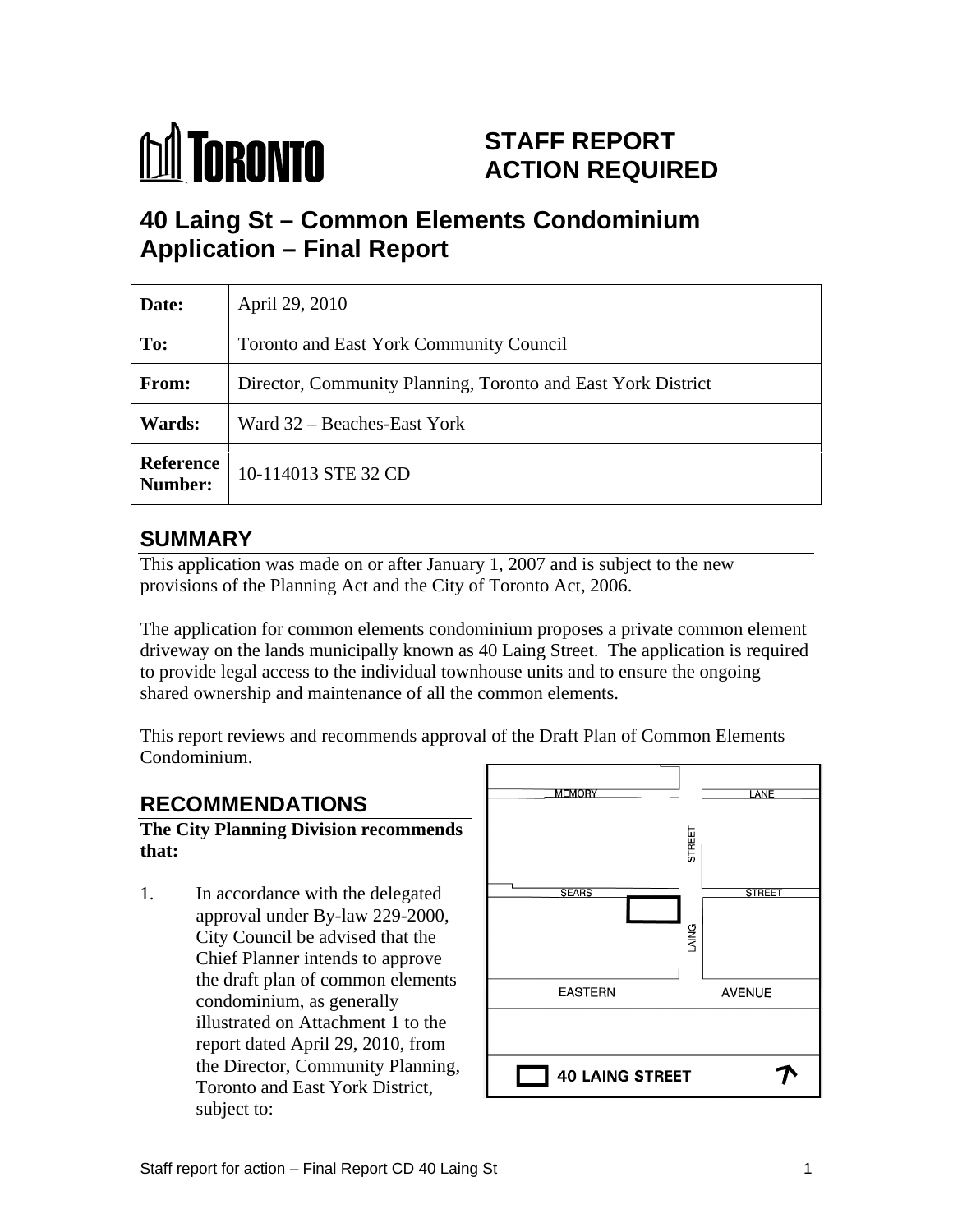# STAFF REPORT ACTION REQUIRED

# 40 Laing St – Common Elements Condominium Application – Final Report

| | |
|---|---|
| **Date:** | April 29, 2010 |
| **To:** | Toronto and East York Community Council |
| **From:** | Director, Community Planning, Toronto and East York District |
| **Wards:** | Ward 32 – Beaches-East York |
| **Reference Number:** | 10-114013 STE 32 CD |

## SUMMARY

This application was made on or after January 1, 2007 and is subject to the new provisions of the Planning Act and the City of Toronto Act, 2006.

The application for common elements condominium proposes a private common element driveway on the lands municipally known as 40 Laing Street. The application is required to provide legal access to the individual townhouse units and to ensure the ongoing shared ownership and maintenance of all the common elements.

This report reviews and recommends approval of the Draft Plan of Common Elements Condominium.

MEMORY LANE
SEARS STREET
LAING STREET
EASTERN AVENUE
40 LAING STREET

## RECOMMENDATIONS

**The City Planning Division recommends that:**

1. In accordance with the delegated approval under By-law 229-2000, City Council be advised that the Chief Planner intends to approve the draft plan of common elements condominium, as generally illustrated on Attachment 1 to the report dated April 29, 2010, from the Director, Community Planning, Toronto and East York District, subject to: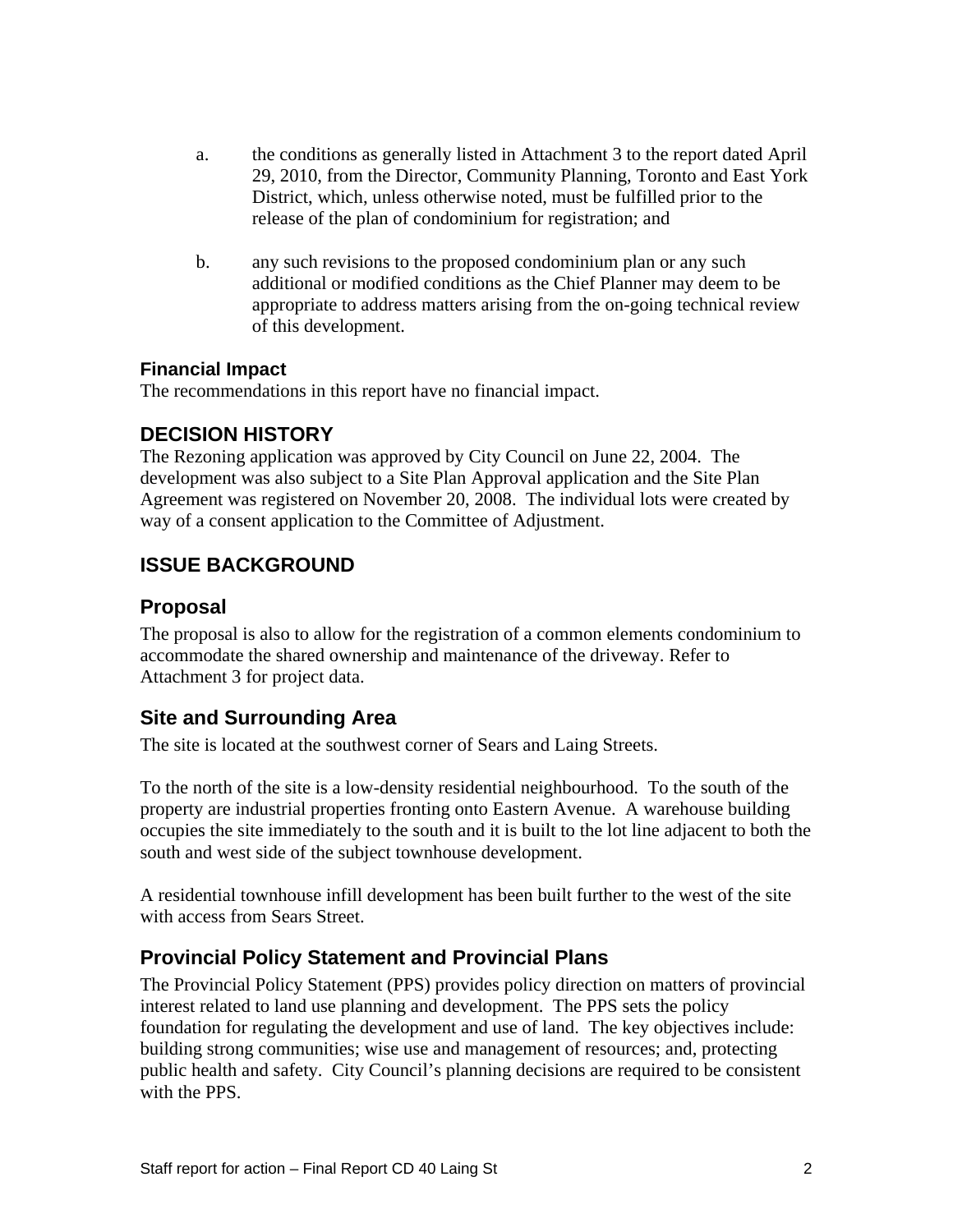a. the conditions as generally listed in Attachment 3 to the report dated April 29, 2010, from the Director, Community Planning, Toronto and East York District, which, unless otherwise noted, must be fulfilled prior to the release of the plan of condominium for registration; and

b. any such revisions to the proposed condominium plan or any such additional or modified conditions as the Chief Planner may deem to be appropriate to address matters arising from the on-going technical review of this development.

### Financial Impact

The recommendations in this report have no financial impact.

## DECISION HISTORY

The Rezoning application was approved by City Council on June 22, 2004. The development was also subject to a Site Plan Approval application and the Site Plan Agreement was registered on November 20, 2008. The individual lots were created by way of a consent application to the Committee of Adjustment.

## ISSUE BACKGROUND

### Proposal

The proposal is also to allow for the registration of a common elements condominium to accommodate the shared ownership and maintenance of the driveway. Refer to Attachment 3 for project data.

### Site and Surrounding Area

The site is located at the southwest corner of Sears and Laing Streets.

To the north of the site is a low-density residential neighbourhood. To the south of the property are industrial properties fronting onto Eastern Avenue. A warehouse building occupies the site immediately to the south and it is built to the lot line adjacent to both the south and west side of the subject townhouse development.

A residential townhouse infill development has been built further to the west of the site with access from Sears Street.

### Provincial Policy Statement and Provincial Plans

The Provincial Policy Statement (PPS) provides policy direction on matters of provincial interest related to land use planning and development. The PPS sets the policy foundation for regulating the development and use of land. The key objectives include: building strong communities; wise use and management of resources; and, protecting public health and safety. City Council's planning decisions are required to be consistent with the PPS.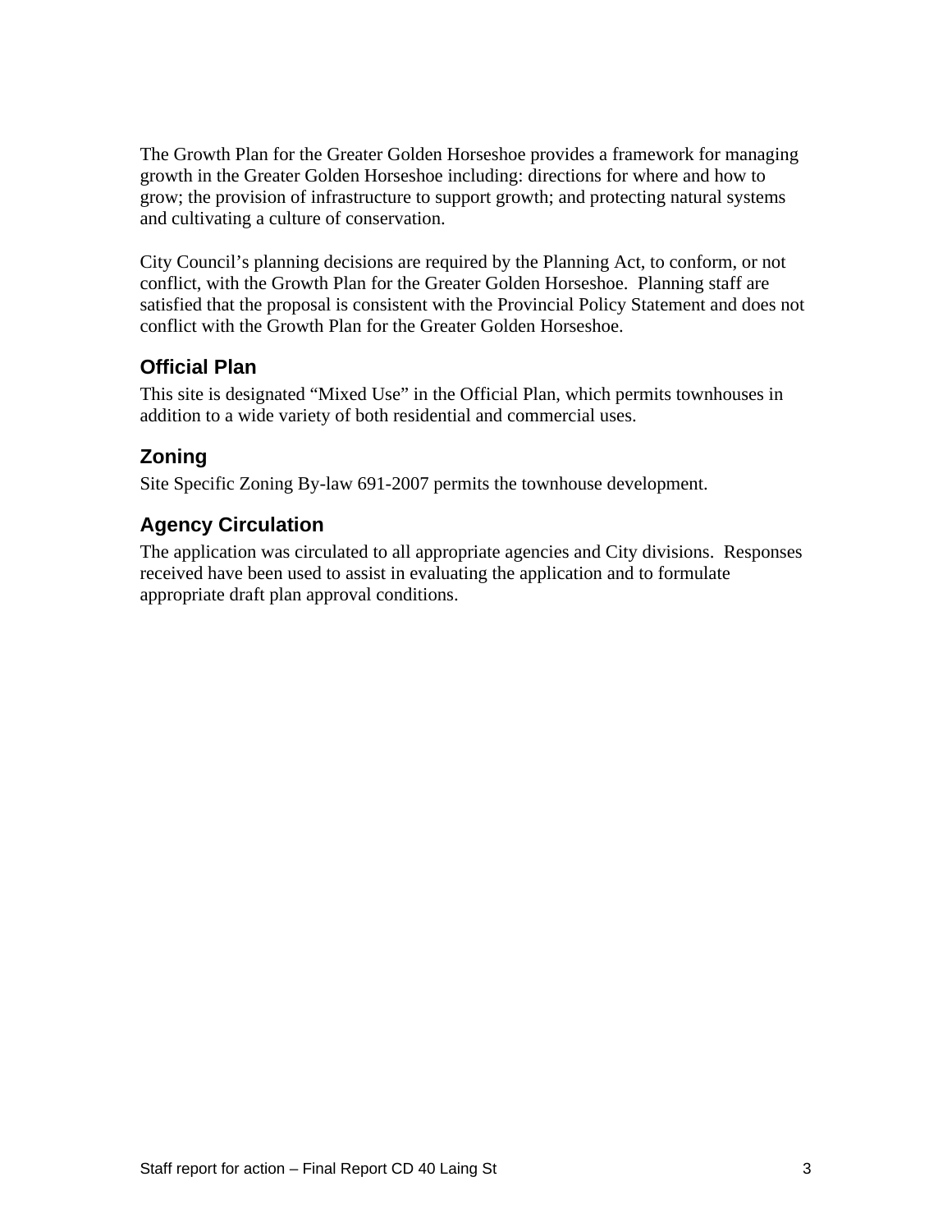The Growth Plan for the Greater Golden Horseshoe provides a framework for managing growth in the Greater Golden Horseshoe including: directions for where and how to grow; the provision of infrastructure to support growth; and protecting natural systems and cultivating a culture of conservation.

City Council's planning decisions are required by the Planning Act, to conform, or not conflict, with the Growth Plan for the Greater Golden Horseshoe. Planning staff are satisfied that the proposal is consistent with the Provincial Policy Statement and does not conflict with the Growth Plan for the Greater Golden Horseshoe.

### Official Plan

This site is designated "Mixed Use" in the Official Plan, which permits townhouses in addition to a wide variety of both residential and commercial uses.

### Zoning

Site Specific Zoning By-law 691-2007 permits the townhouse development.

### Agency Circulation

The application was circulated to all appropriate agencies and City divisions. Responses received have been used to assist in evaluating the application and to formulate appropriate draft plan approval conditions.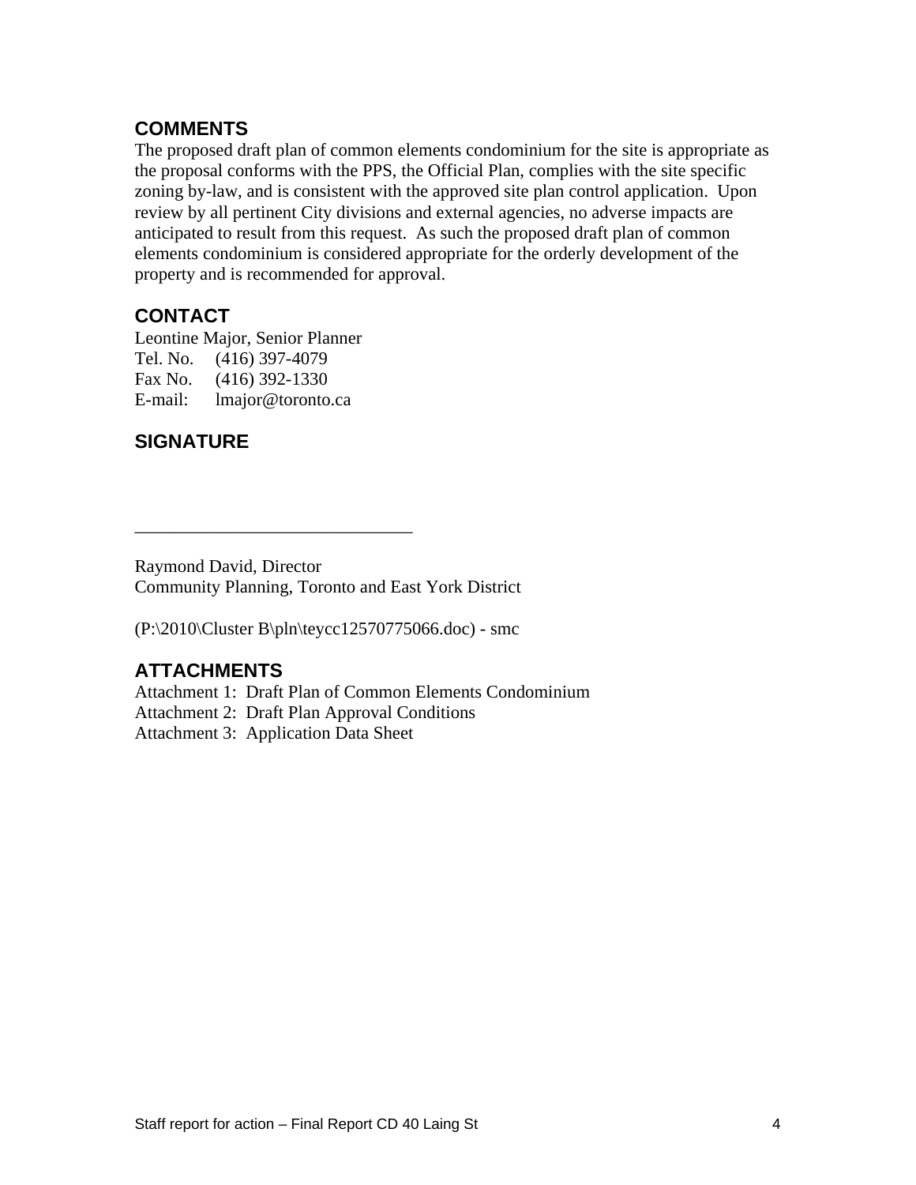## COMMENTS

The proposed draft plan of common elements condominium for the site is appropriate as the proposal conforms with the PPS, the Official Plan, complies with the site specific zoning by-law, and is consistent with the approved site plan control application. Upon review by all pertinent City divisions and external agencies, no adverse impacts are anticipated to result from this request. As such the proposed draft plan of common elements condominium is considered appropriate for the orderly development of the property and is recommended for approval.

## CONTACT

Leontine Major, Senior Planner
Tel. No. (416) 397-4079
Fax No. (416) 392-1330
E-mail: lmajor@toronto.ca

## SIGNATURE

_______________________________

Raymond David, Director
Community Planning, Toronto and East York District

(P:\2010\Cluster B\pln\teycc12570775066.doc) - smc

## ATTACHMENTS

Attachment 1: Draft Plan of Common Elements Condominium
Attachment 2: Draft Plan Approval Conditions
Attachment 3: Application Data Sheet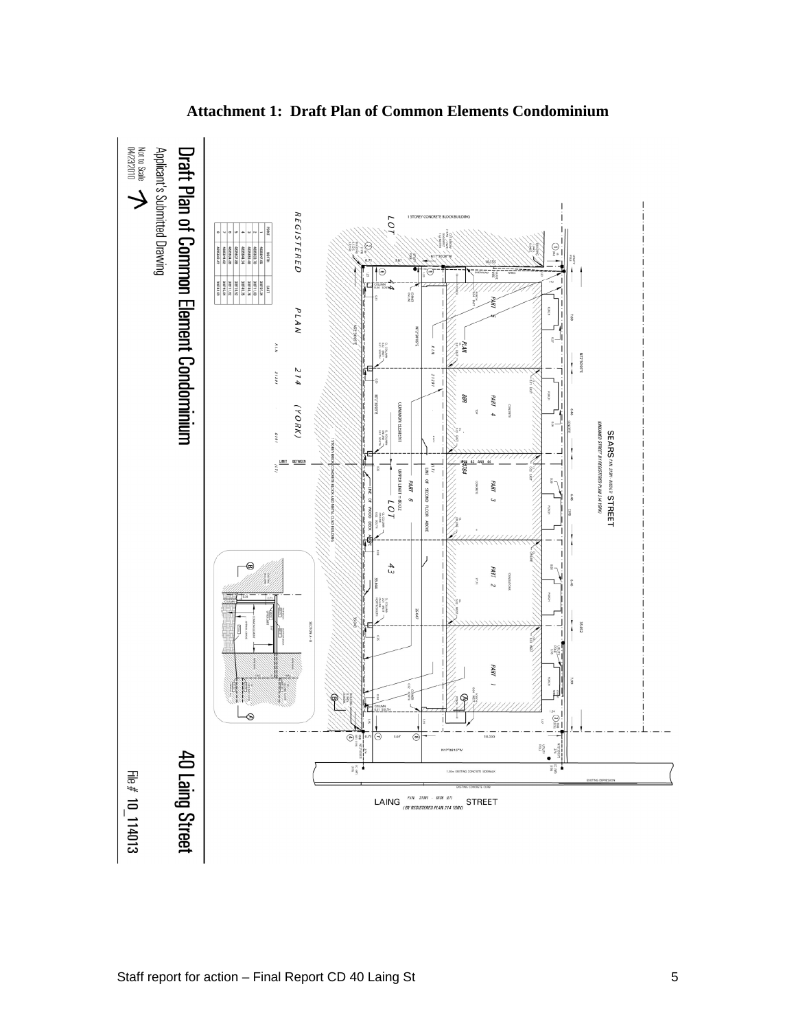**Attachment 1: Draft Plan of Common Elements Condominium**

Draft Plan of Common Element Condominium

Applicant's Submitted Drawing

Not to Scale
04/23/2010

40 Laing Street

File # 10 114013

SEARS STREET

LAING STREET

REGISTERED PLAN 214 (YORK)

PART 1

PART 2

PART 3

PART 4

PART 5

PART 6

COMMON ELEMENT

LOT 43

LOT 44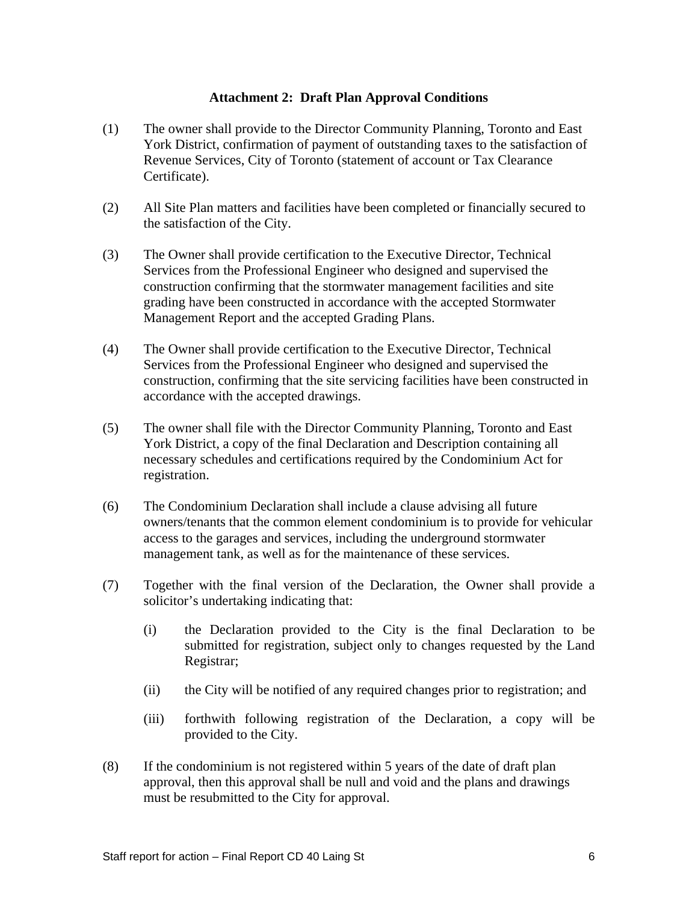### Attachment 2: Draft Plan Approval Conditions

(1) The owner shall provide to the Director Community Planning, Toronto and East York District, confirmation of payment of outstanding taxes to the satisfaction of Revenue Services, City of Toronto (statement of account or Tax Clearance Certificate).

(2) All Site Plan matters and facilities have been completed or financially secured to the satisfaction of the City.

(3) The Owner shall provide certification to the Executive Director, Technical Services from the Professional Engineer who designed and supervised the construction confirming that the stormwater management facilities and site grading have been constructed in accordance with the accepted Stormwater Management Report and the accepted Grading Plans.

(4) The Owner shall provide certification to the Executive Director, Technical Services from the Professional Engineer who designed and supervised the construction, confirming that the site servicing facilities have been constructed in accordance with the accepted drawings.

(5) The owner shall file with the Director Community Planning, Toronto and East York District, a copy of the final Declaration and Description containing all necessary schedules and certifications required by the Condominium Act for registration.

(6) The Condominium Declaration shall include a clause advising all future owners/tenants that the common element condominium is to provide for vehicular access to the garages and services, including the underground stormwater management tank, as well as for the maintenance of these services.

(7) Together with the final version of the Declaration, the Owner shall provide a solicitor's undertaking indicating that:

   (i) the Declaration provided to the City is the final Declaration to be submitted for registration, subject only to changes requested by the Land Registrar;

   (ii) the City will be notified of any required changes prior to registration; and

   (iii) forthwith following registration of the Declaration, a copy will be provided to the City.

(8) If the condominium is not registered within 5 years of the date of draft plan approval, then this approval shall be null and void and the plans and drawings must be resubmitted to the City for approval.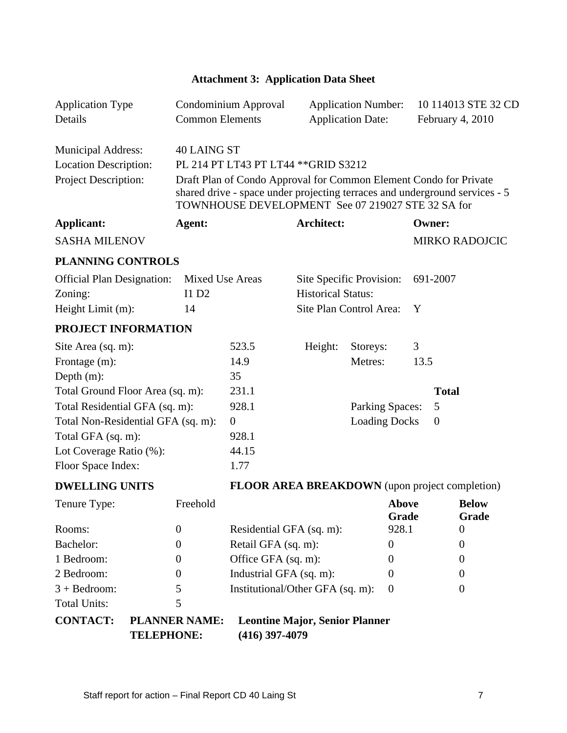# Attachment 3: Application Data Sheet

| | | | |
|---|---|---|---|
| Application Type | Condominium Approval | Application Number: | 10 114013 STE 32 CD |
| Details | Common Elements | Application Date: | February 4, 2010 |

| | |
|---|---|
| Municipal Address: | 40 LAING ST |
| Location Description: | PL 214 PT LT43 PT LT44 **GRID S3212 |
| Project Description: | Draft Plan of Condo Approval for Common Element Condo for Private shared drive - space under projecting terraces and underground services - 5 TOWNHOUSE DEVELOPMENT See 07 219027 STE 32 SA for |

| **Applicant:** | **Agent:** | **Architect:** | **Owner:** |
|---|---|---|---|
| SASHA MILENOV | | | MIRKO RADOJCIC |

## PLANNING CONTROLS

| | | | |
|---|---|---|---|
| Official Plan Designation: | Mixed Use Areas | Site Specific Provision: | 691-2007 |
| Zoning: | I1 D2 | Historical Status: | |
| Height Limit (m): | 14 | Site Plan Control Area: | Y |

## PROJECT INFORMATION

| | | | | |
|---|---|---|---|---|
| Site Area (sq. m): | 523.5 | Height: | Storeys: | 3 |
| Frontage (m): | 14.9 | | Metres: | 13.5 |
| Depth (m): | 35 | | | |
| Total Ground Floor Area (sq. m): | 231.1 | | | **Total** |
| Total Residential GFA (sq. m): | 928.1 | | Parking Spaces: | 5 |
| Total Non-Residential GFA (sq. m): | 0 | | Loading Docks | 0 |
| Total GFA (sq. m): | 928.1 | | | |
| Lot Coverage Ratio (%): | 44.15 | | | |
| Floor Space Index: | 1.77 | | | |

## DWELLING UNITS / FLOOR AREA BREAKDOWN (upon project completion)

| **DWELLING UNITS** | | **FLOOR AREA BREAKDOWN** (upon project completion) | **Above Grade** | **Below Grade** |
|---|---|---|---|---|
| Tenure Type: | Freehold | | | |
| Rooms: | 0 | Residential GFA (sq. m): | 928.1 | 0 |
| Bachelor: | 0 | Retail GFA (sq. m): | 0 | 0 |
| 1 Bedroom: | 0 | Office GFA (sq. m): | 0 | 0 |
| 2 Bedroom: | 0 | Industrial GFA (sq. m): | 0 | 0 |
| 3 + Bedroom: | 5 | Institutional/Other GFA (sq. m): | 0 | 0 |
| Total Units: | 5 | | | |

**CONTACT:** **PLANNER NAME:** **Leontine Major, Senior Planner**
**TELEPHONE:** **(416) 397-4079**